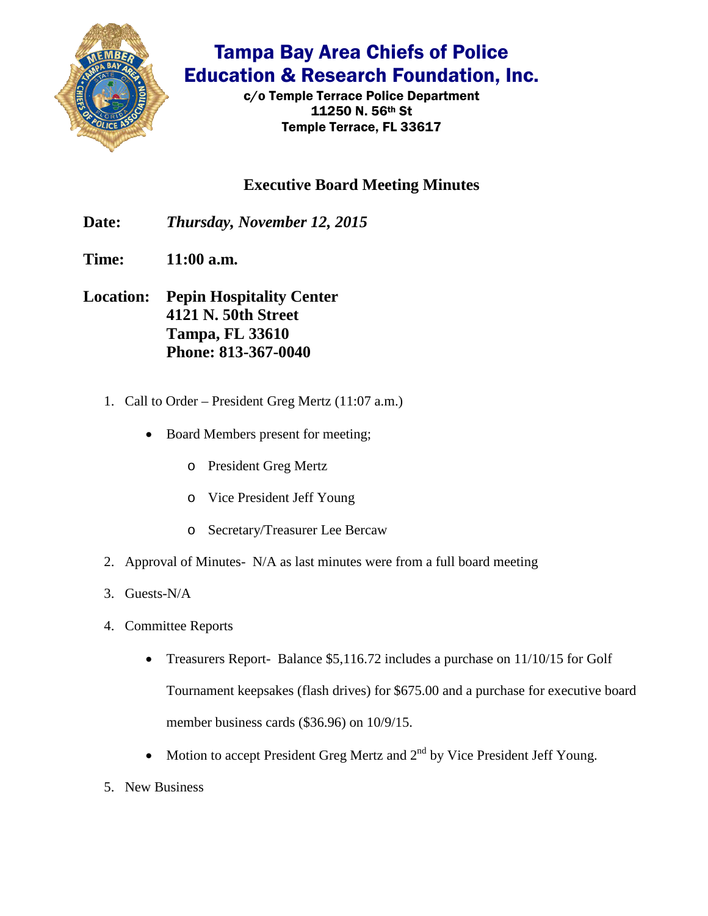# Tampa Bay Area Chiefs of Police Education & Research Foundation, Inc.

c/o Temple Terrace Police Department
11250 N. 56th St
Temple Terrace, FL 33617

## Executive Board Meeting Minutes

**Date:** ***Thursday, November 12, 2015***

**Time:** **11:00 a.m.**

**Location:** **Pepin Hospitality Center**
**4121 N. 50th Street**
**Tampa, FL 33610**
**Phone: 813-367-0040**

1. Call to Order – President Greg Mertz (11:07 a.m.)
   - Board Members present for meeting;
     - President Greg Mertz
     - Vice President Jeff Young
     - Secretary/Treasurer Lee Bercaw
2. Approval of Minutes- N/A as last minutes were from a full board meeting
3. Guests-N/A
4. Committee Reports
   - Treasurers Report- Balance $5,116.72 includes a purchase on 11/10/15 for Golf Tournament keepsakes (flash drives) for $675.00 and a purchase for executive board member business cards ($36.96) on 10/9/15.
   - Motion to accept President Greg Mertz and 2nd by Vice President Jeff Young.
5. New Business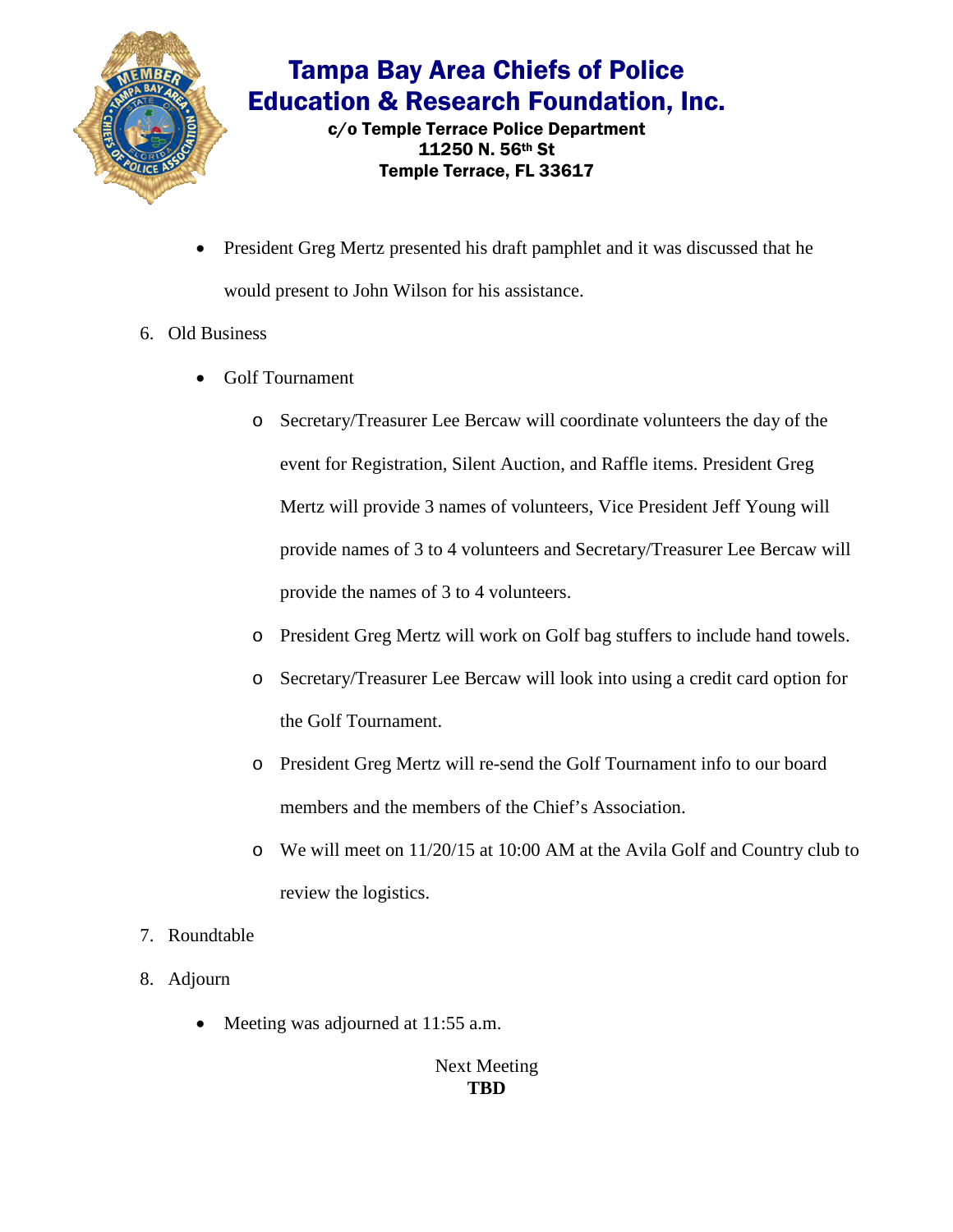# Tampa Bay Area Chiefs of Police Education & Research Foundation, Inc.

**c/o Temple Terrace Police Department**
**11250 N. 56th St**
**Temple Terrace, FL 33617**

- President Greg Mertz presented his draft pamphlet and it was discussed that he would present to John Wilson for his assistance.

6. Old Business
   - Golf Tournament
     - Secretary/Treasurer Lee Bercaw will coordinate volunteers the day of the event for Registration, Silent Auction, and Raffle items. President Greg Mertz will provide 3 names of volunteers, Vice President Jeff Young will provide names of 3 to 4 volunteers and Secretary/Treasurer Lee Bercaw will provide the names of 3 to 4 volunteers.
     - President Greg Mertz will work on Golf bag stuffers to include hand towels.
     - Secretary/Treasurer Lee Bercaw will look into using a credit card option for the Golf Tournament.
     - President Greg Mertz will re-send the Golf Tournament info to our board members and the members of the Chief's Association.
     - We will meet on 11/20/15 at 10:00 AM at the Avila Golf and Country club to review the logistics.
7. Roundtable
8. Adjourn
   - Meeting was adjourned at 11:55 a.m.

Next Meeting
**TBD**